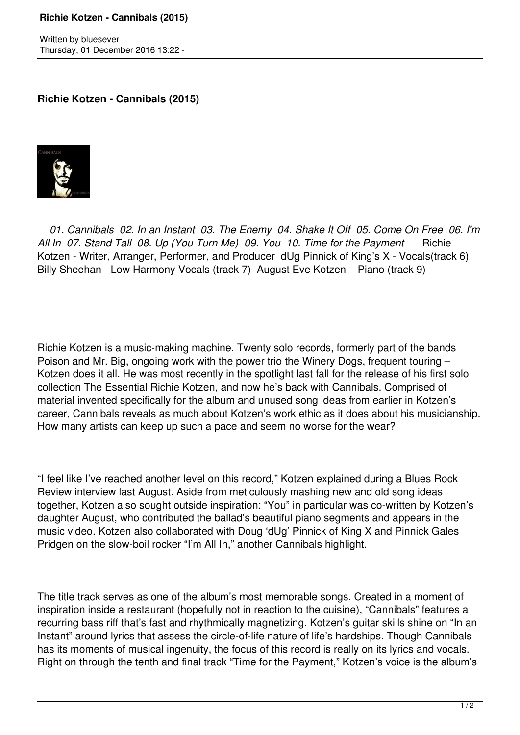# Richie Kotzen - Cannibals (2015)

*01. Cannibals 02. In an Instant 03. The Enemy 04. Shake It Off 05. Come On Free 06. I'm All In 07. Stand Tall 08. Up (You Turn Me) 09. You 10. Time for the Payment* Richie Kotzen - Writer, Arranger, Performer, and Producer dUg Pinnick of King's X - Vocals(track 6) Billy Sheehan - Low Harmony Vocals (track 7) August Eve Kotzen – Piano (track 9)

Richie Kotzen is a music-making machine. Twenty solo records, formerly part of the bands Poison and Mr. Big, ongoing work with the power trio the Winery Dogs, frequent touring – Kotzen does it all. He was most recently in the spotlight last fall for the release of his first solo collection The Essential Richie Kotzen, and now he's back with Cannibals. Comprised of material invented specifically for the album and unused song ideas from earlier in Kotzen's career, Cannibals reveals as much about Kotzen's work ethic as it does about his musicianship. How many artists can keep up such a pace and seem no worse for the wear?

"I feel like I've reached another level on this record," Kotzen explained during a Blues Rock Review interview last August. Aside from meticulously mashing new and old song ideas together, Kotzen also sought outside inspiration: "You" in particular was co-written by Kotzen's daughter August, who contributed the ballad's beautiful piano segments and appears in the music video. Kotzen also collaborated with Doug 'dUg' Pinnick of King X and Pinnick Gales Pridgen on the slow-boil rocker "I'm All In," another Cannibals highlight.

The title track serves as one of the album's most memorable songs. Created in a moment of inspiration inside a restaurant (hopefully not in reaction to the cuisine), "Cannibals" features a recurring bass riff that's fast and rhythmically magnetizing. Kotzen's guitar skills shine on "In an Instant" around lyrics that assess the circle-of-life nature of life's hardships. Though Cannibals has its moments of musical ingenuity, the focus of this record is really on its lyrics and vocals. Right on through the tenth and final track "Time for the Payment," Kotzen's voice is the album's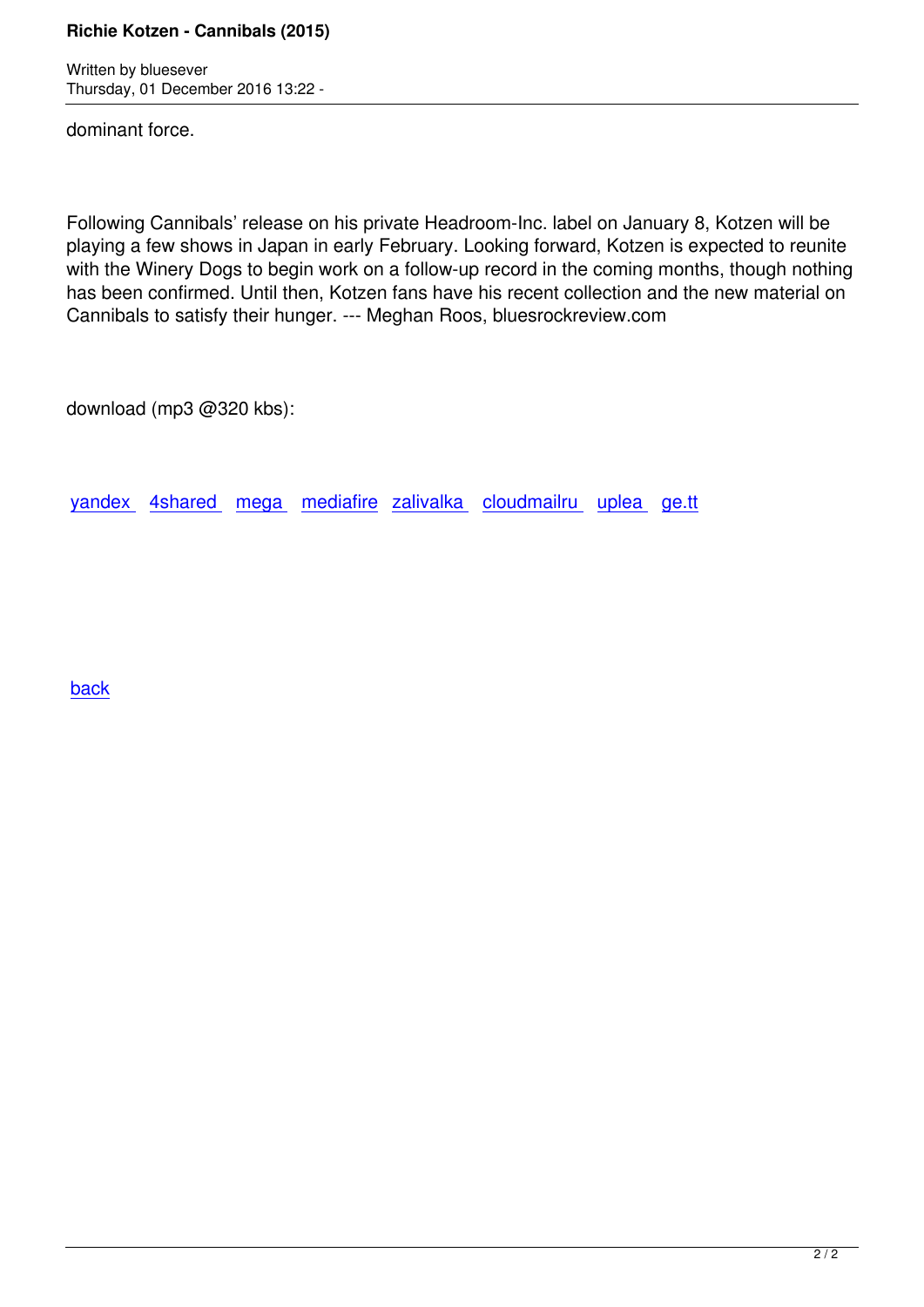dominant force.

Following Cannibals’ release on his private Headroom-Inc. label on January 8, Kotzen will be playing a few shows in Japan in early February. Looking forward, Kotzen is expected to reunite with the Winery Dogs to begin work on a follow-up record in the coming months, though nothing has been confirmed. Until then, Kotzen fans have his recent collection and the new material on Cannibals to satisfy their hunger. --- Meghan Roos, bluesrockreview.com

download (mp3 @320 kbs):

yandex 4shared mega mediafire zalivalka cloudmailru uplea ge.tt

back